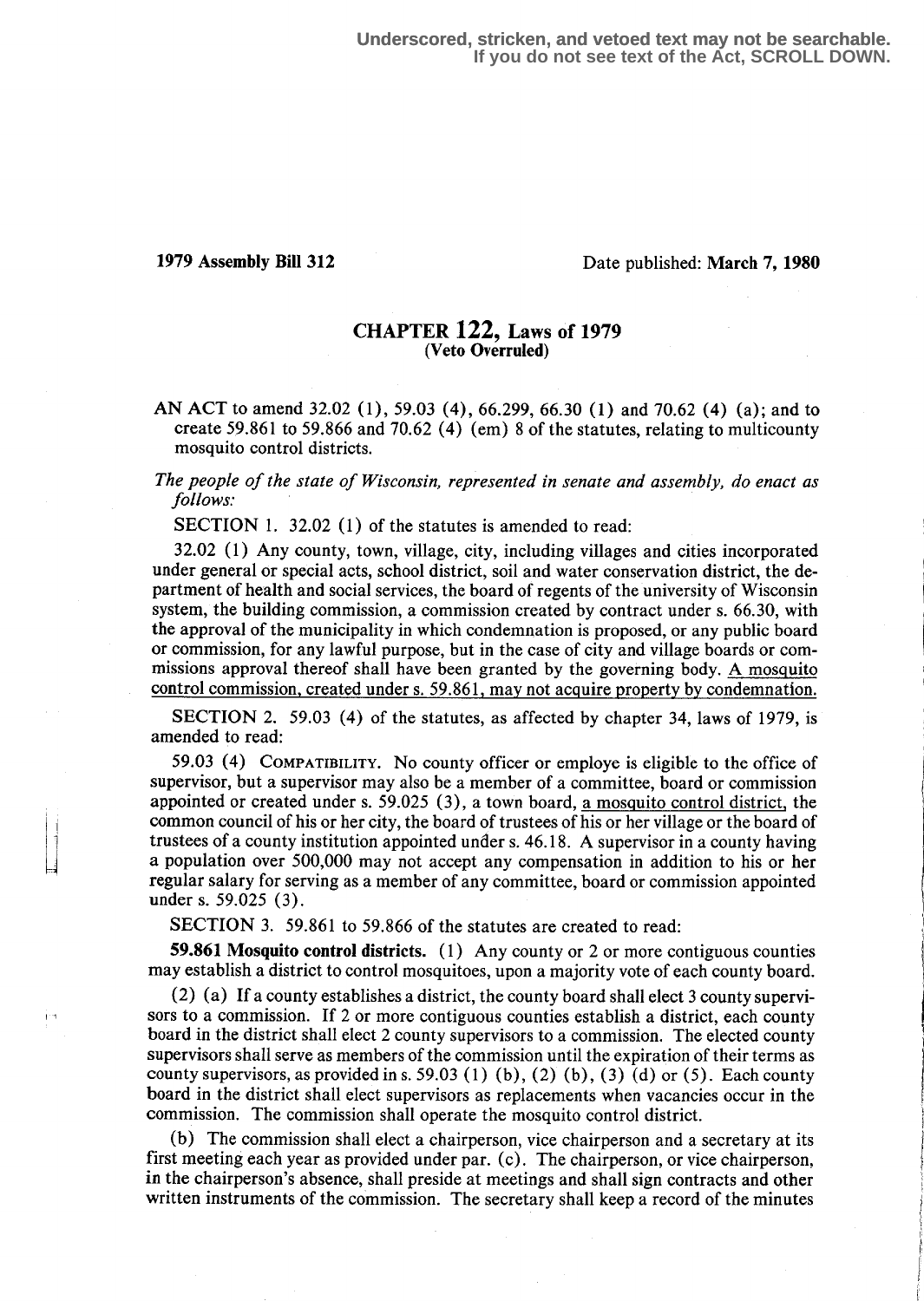Underscored, stricken, and vetoed text may not be searchable. If you do not see text of the Act, SCROLL DOWN.

**1979 Assembly Bill 312** Date published: **March 7, 1980**

## CHAPTER 122, Laws of 1979
**(Veto Overruled)**

AN ACT to amend 32.02 (1), 59.03 (4), 66.299, 66.30 (1) and 70.62 (4) (a); and to create 59.861 to 59.866 and 70.62 (4) (em) 8 of the statutes, relating to multicounty mosquito control districts.

*The people of the state of Wisconsin, represented in senate and assembly, do enact as follows:*

SECTION 1. 32.02 (1) of the statutes is amended to read:

32.02 (1) Any county, town, village, city, including villages and cities incorporated under general or special acts, school district, soil and water conservation district, the department of health and social services, the board of regents of the university of Wisconsin system, the building commission, a commission created by contract under s. 66.30, with the approval of the municipality in which condemnation is proposed, or any public board or commission, for any lawful purpose, but in the case of city and village boards or commissions approval thereof shall have been granted by the governing body. A mosquito control commission, created under s. 59.861, may not acquire property by condemnation.

SECTION 2. 59.03 (4) of the statutes, as affected by chapter 34, laws of 1979, is amended to read:

59.03 (4) COMPATIBILITY. No county officer or employe is eligible to the office of supervisor, but a supervisor may also be a member of a committee, board or commission appointed or created under s. 59.025 (3), a town board, a mosquito control district, the common council of his or her city, the board of trustees of his or her village or the board of trustees of a county institution appointed under s. 46.18. A supervisor in a county having a population over 500,000 may not accept any compensation in addition to his or her regular salary for serving as a member of any committee, board or commission appointed under s. 59.025 (3).

SECTION 3. 59.861 to 59.866 of the statutes are created to read:

**59.861 Mosquito control districts.** (1) Any county or 2 or more contiguous counties may establish a district to control mosquitoes, upon a majority vote of each county board.

(2) (a) If a county establishes a district, the county board shall elect 3 county supervisors to a commission. If 2 or more contiguous counties establish a district, each county board in the district shall elect 2 county supervisors to a commission. The elected county supervisors shall serve as members of the commission until the expiration of their terms as county supervisors, as provided in s. 59.03 (1) (b), (2) (b), (3) (d) or (5). Each county board in the district shall elect supervisors as replacements when vacancies occur in the commission. The commission shall operate the mosquito control district.

(b) The commission shall elect a chairperson, vice chairperson and a secretary at its first meeting each year as provided under par. (c). The chairperson, or vice chairperson, in the chairperson's absence, shall preside at meetings and shall sign contracts and other written instruments of the commission. The secretary shall keep a record of the minutes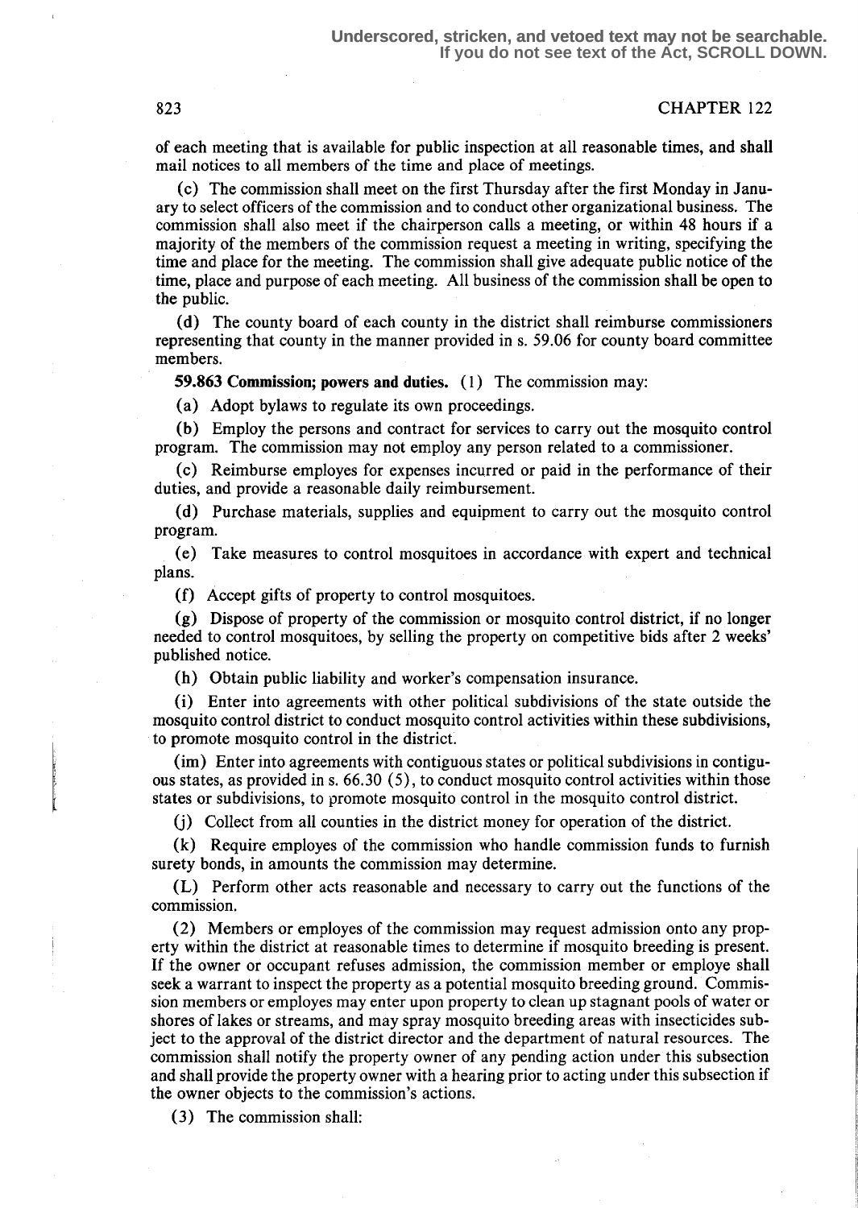of each meeting that is available for public inspection at all reasonable times, and shall mail notices to all members of the time and place of meetings.

(c) The commission shall meet on the first Thursday after the first Monday in January to select officers of the commission and to conduct other organizational business. The commission shall also meet if the chairperson calls a meeting, or within 48 hours if a majority of the members of the commission request a meeting in writing, specifying the time and place for the meeting. The commission shall give adequate public notice of the time, place and purpose of each meeting. All business of the commission shall be open to the public.

(d) The county board of each county in the district shall reimburse commissioners representing that county in the manner provided in s. 59.06 for county board committee members.

**59.863 Commission; powers and duties.** (1) The commission may:

(a) Adopt bylaws to regulate its own proceedings.

(b) Employ the persons and contract for services to carry out the mosquito control program. The commission may not employ any person related to a commissioner.

(c) Reimburse employes for expenses incurred or paid in the performance of their duties, and provide a reasonable daily reimbursement.

(d) Purchase materials, supplies and equipment to carry out the mosquito control program.

(e) Take measures to control mosquitoes in accordance with expert and technical plans.

(f) Accept gifts of property to control mosquitoes.

(g) Dispose of property of the commission or mosquito control district, if no longer needed to control mosquitoes, by selling the property on competitive bids after 2 weeks' published notice.

(h) Obtain public liability and worker's compensation insurance.

(i) Enter into agreements with other political subdivisions of the state outside the mosquito control district to conduct mosquito control activities within these subdivisions, to promote mosquito control in the district.

(im) Enter into agreements with contiguous states or political subdivisions in contiguous states, as provided in s. 66.30 (5), to conduct mosquito control activities within those states or subdivisions, to promote mosquito control in the mosquito control district.

(j) Collect from all counties in the district money for operation of the district.

(k) Require employes of the commission who handle commission funds to furnish surety bonds, in amounts the commission may determine.

(L) Perform other acts reasonable and necessary to carry out the functions of the commission.

(2) Members or employes of the commission may request admission onto any property within the district at reasonable times to determine if mosquito breeding is present. If the owner or occupant refuses admission, the commission member or employe shall seek a warrant to inspect the property as a potential mosquito breeding ground. Commission members or employes may enter upon property to clean up stagnant pools of water or shores of lakes or streams, and may spray mosquito breeding areas with insecticides subject to the approval of the district director and the department of natural resources. The commission shall notify the property owner of any pending action under this subsection and shall provide the property owner with a hearing prior to acting under this subsection if the owner objects to the commission's actions.

(3) The commission shall: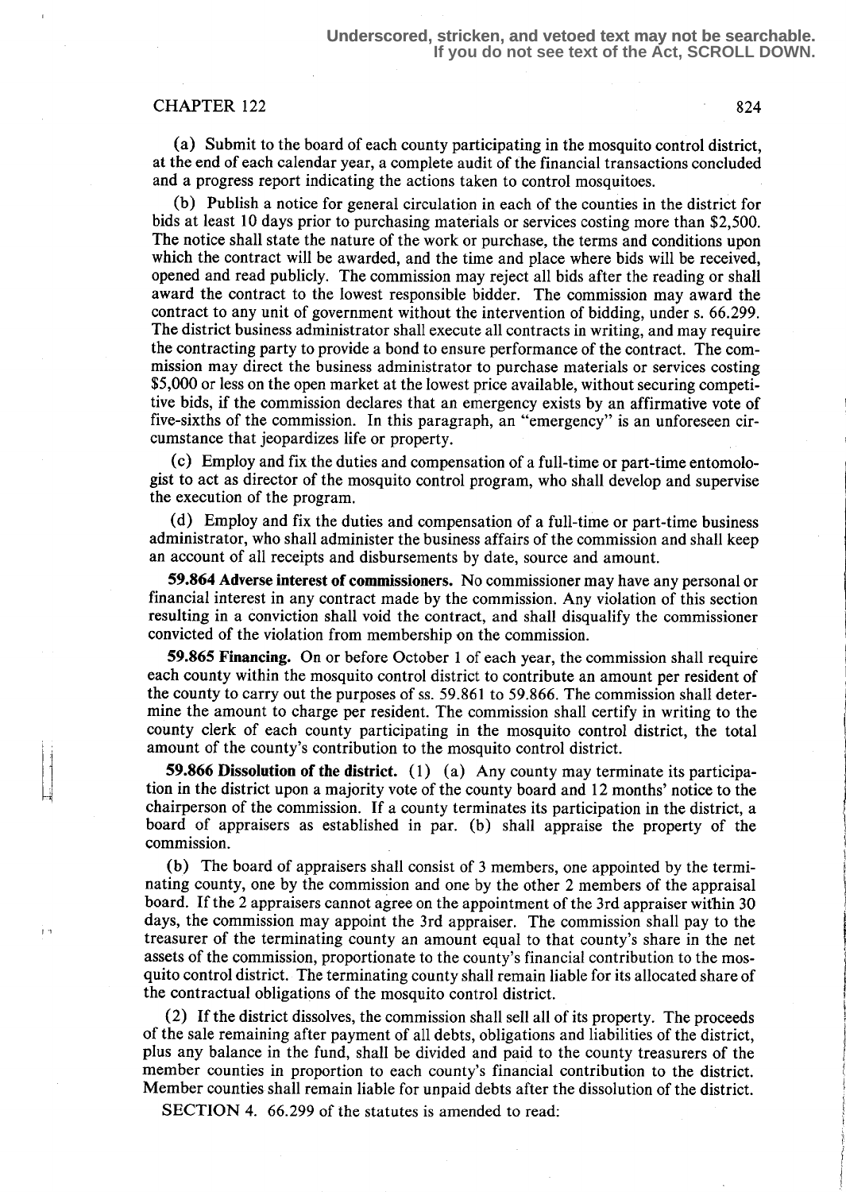(a) Submit to the board of each county participating in the mosquito control district, at the end of each calendar year, a complete audit of the financial transactions concluded and a progress report indicating the actions taken to control mosquitoes.

(b) Publish a notice for general circulation in each of the counties in the district for bids at least 10 days prior to purchasing materials or services costing more than $2,500. The notice shall state the nature of the work or purchase, the terms and conditions upon which the contract will be awarded, and the time and place where bids will be received, opened and read publicly. The commission may reject all bids after the reading or shall award the contract to the lowest responsible bidder. The commission may award the contract to any unit of government without the intervention of bidding, under s. 66.299. The district business administrator shall execute all contracts in writing, and may require the contracting party to provide a bond to ensure performance of the contract. The commission may direct the business administrator to purchase materials or services costing $5,000 or less on the open market at the lowest price available, without securing competitive bids, if the commission declares that an emergency exists by an affirmative vote of five-sixths of the commission. In this paragraph, an "emergency" is an unforeseen circumstance that jeopardizes life or property.

(c) Employ and fix the duties and compensation of a full-time or part-time entomologist to act as director of the mosquito control program, who shall develop and supervise the execution of the program.

(d) Employ and fix the duties and compensation of a full-time or part-time business administrator, who shall administer the business affairs of the commission and shall keep an account of all receipts and disbursements by date, source and amount.

**59.864 Adverse interest of commissioners.** No commissioner may have any personal or financial interest in any contract made by the commission. Any violation of this section resulting in a conviction shall void the contract, and shall disqualify the commissioner convicted of the violation from membership on the commission.

**59.865 Financing.** On or before October 1 of each year, the commission shall require each county within the mosquito control district to contribute an amount per resident of the county to carry out the purposes of ss. 59.861 to 59.866. The commission shall determine the amount to charge per resident. The commission shall certify in writing to the county clerk of each county participating in the mosquito control district, the total amount of the county's contribution to the mosquito control district.

**59.866 Dissolution of the district.** (1) (a) Any county may terminate its participation in the district upon a majority vote of the county board and 12 months' notice to the chairperson of the commission. If a county terminates its participation in the district, a board of appraisers as established in par. (b) shall appraise the property of the commission.

(b) The board of appraisers shall consist of 3 members, one appointed by the terminating county, one by the commission and one by the other 2 members of the appraisal board. If the 2 appraisers cannot agree on the appointment of the 3rd appraiser within 30 days, the commission may appoint the 3rd appraiser. The commission shall pay to the treasurer of the terminating county an amount equal to that county's share in the net assets of the commission, proportionate to the county's financial contribution to the mosquito control district. The terminating county shall remain liable for its allocated share of the contractual obligations of the mosquito control district.

(2) If the district dissolves, the commission shall sell all of its property. The proceeds of the sale remaining after payment of all debts, obligations and liabilities of the district, plus any balance in the fund, shall be divided and paid to the county treasurers of the member counties in proportion to each county's financial contribution to the district. Member counties shall remain liable for unpaid debts after the dissolution of the district.

SECTION 4. 66.299 of the statutes is amended to read: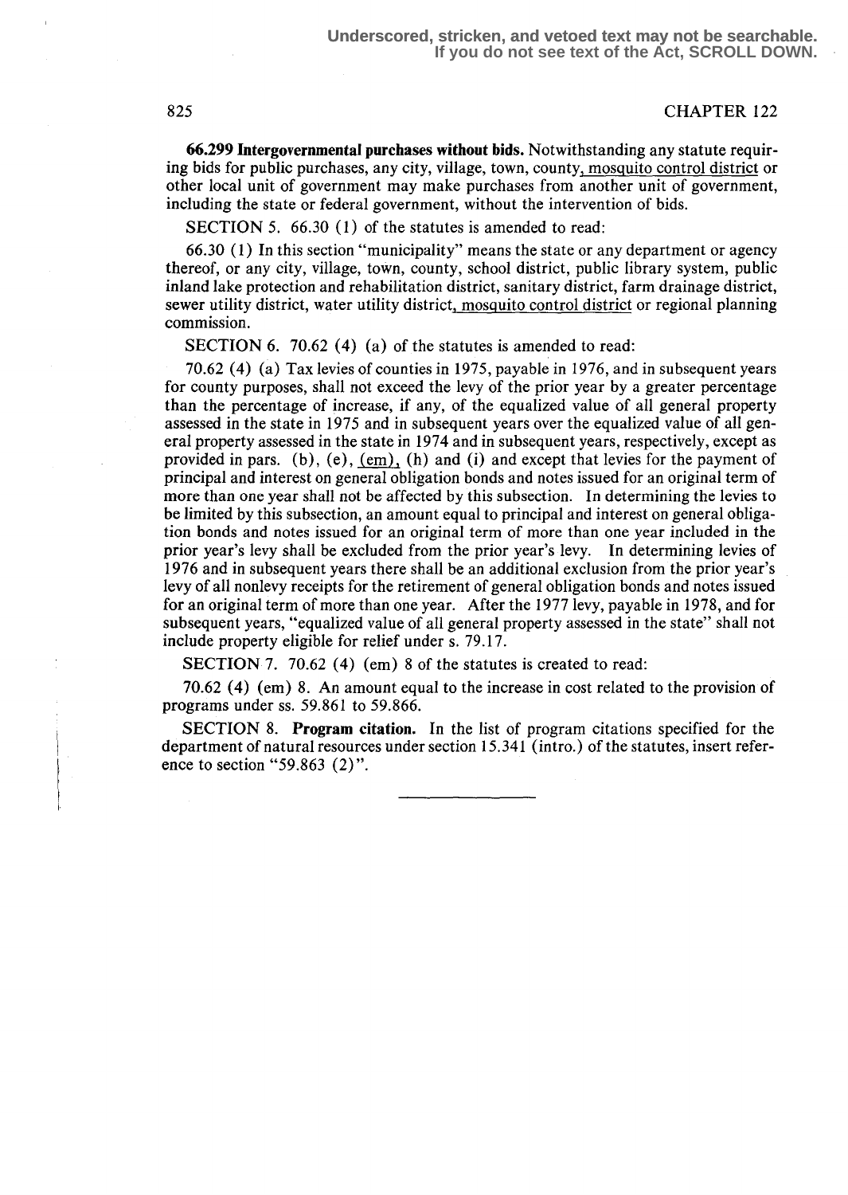**66.299 Intergovernmental purchases without bids.** Notwithstanding any statute requiring bids for public purchases, any city, village, town, county, mosquito control district or other local unit of government may make purchases from another unit of government, including the state or federal government, without the intervention of bids.

SECTION 5. 66.30 (1) of the statutes is amended to read:

66.30 (1) In this section "municipality" means the state or any department or agency thereof, or any city, village, town, county, school district, public library system, public inland lake protection and rehabilitation district, sanitary district, farm drainage district, sewer utility district, water utility district, mosquito control district or regional planning commission.

SECTION 6. 70.62 (4) (a) of the statutes is amended to read:

70.62 (4) (a) Tax levies of counties in 1975, payable in 1976, and in subsequent years for county purposes, shall not exceed the levy of the prior year by a greater percentage than the percentage of increase, if any, of the equalized value of all general property assessed in the state in 1975 and in subsequent years over the equalized value of all general property assessed in the state in 1974 and in subsequent years, respectively, except as provided in pars. (b), (e), (em), (h) and (i) and except that levies for the payment of principal and interest on general obligation bonds and notes issued for an original term of more than one year shall not be affected by this subsection. In determining the levies to be limited by this subsection, an amount equal to principal and interest on general obligation bonds and notes issued for an original term of more than one year included in the prior year's levy shall be excluded from the prior year's levy. In determining levies of 1976 and in subsequent years there shall be an additional exclusion from the prior year's levy of all nonlevy receipts for the retirement of general obligation bonds and notes issued for an original term of more than one year. After the 1977 levy, payable in 1978, and for subsequent years, "equalized value of all general property assessed in the state" shall not include property eligible for relief under s. 79.17.

SECTION 7. 70.62 (4) (em) 8 of the statutes is created to read:

70.62 (4) (em) 8. An amount equal to the increase in cost related to the provision of programs under ss. 59.861 to 59.866.

SECTION 8. **Program citation.** In the list of program citations specified for the department of natural resources under section 15.341 (intro.) of the statutes, insert reference to section "59.863 (2)".